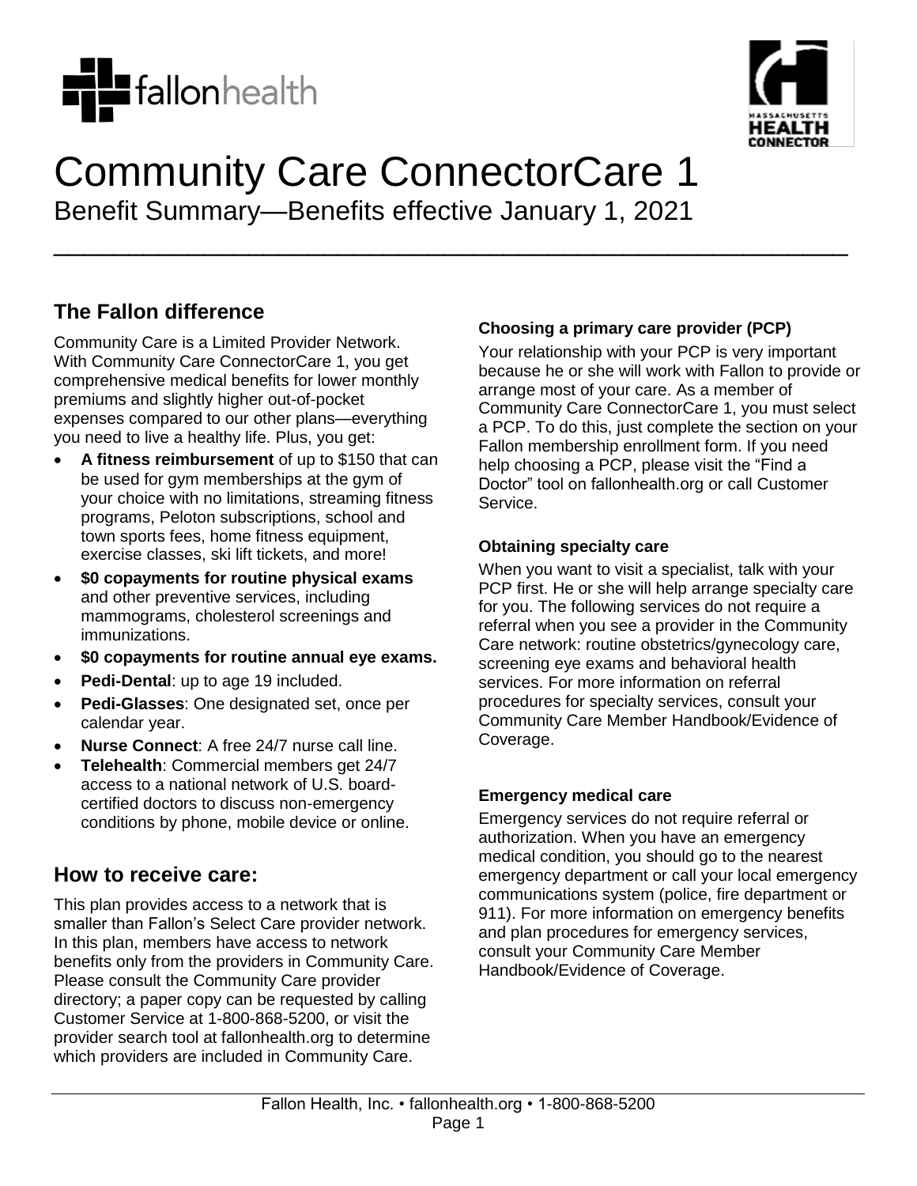# Community Care ConnectorCare 1

Benefit Summary—Benefits effective January 1, 2021

## The Fallon difference

Community Care is a Limited Provider Network. With Community Care ConnectorCare 1, you get comprehensive medical benefits for lower monthly premiums and slightly higher out-of-pocket expenses compared to our other plans—everything you need to live a healthy life. Plus, you get:

- **A fitness reimbursement** of up to $150 that can be used for gym memberships at the gym of your choice with no limitations, streaming fitness programs, Peloton subscriptions, school and town sports fees, home fitness equipment, exercise classes, ski lift tickets, and more!
- **$0 copayments for routine physical exams** and other preventive services, including mammograms, cholesterol screenings and immunizations.
- **$0 copayments for routine annual eye exams.**
- **Pedi-Dental**: up to age 19 included.
- **Pedi-Glasses**: One designated set, once per calendar year.
- **Nurse Connect**: A free 24/7 nurse call line.
- **Telehealth**: Commercial members get 24/7 access to a national network of U.S. board-certified doctors to discuss non-emergency conditions by phone, mobile device or online.

## How to receive care:

This plan provides access to a network that is smaller than Fallon's Select Care provider network. In this plan, members have access to network benefits only from the providers in Community Care. Please consult the Community Care provider directory; a paper copy can be requested by calling Customer Service at 1-800-868-5200, or visit the provider search tool at fallonhealth.org to determine which providers are included in Community Care.

### Choosing a primary care provider (PCP)

Your relationship with your PCP is very important because he or she will work with Fallon to provide or arrange most of your care. As a member of Community Care ConnectorCare 1, you must select a PCP. To do this, just complete the section on your Fallon membership enrollment form. If you need help choosing a PCP, please visit the "Find a Doctor" tool on fallonhealth.org or call Customer Service.

### Obtaining specialty care

When you want to visit a specialist, talk with your PCP first. He or she will help arrange specialty care for you. The following services do not require a referral when you see a provider in the Community Care network: routine obstetrics/gynecology care, screening eye exams and behavioral health services. For more information on referral procedures for specialty services, consult your Community Care Member Handbook/Evidence of Coverage.

### Emergency medical care

Emergency services do not require referral or authorization. When you have an emergency medical condition, you should go to the nearest emergency department or call your local emergency communications system (police, fire department or 911). For more information on emergency benefits and plan procedures for emergency services, consult your Community Care Member Handbook/Evidence of Coverage.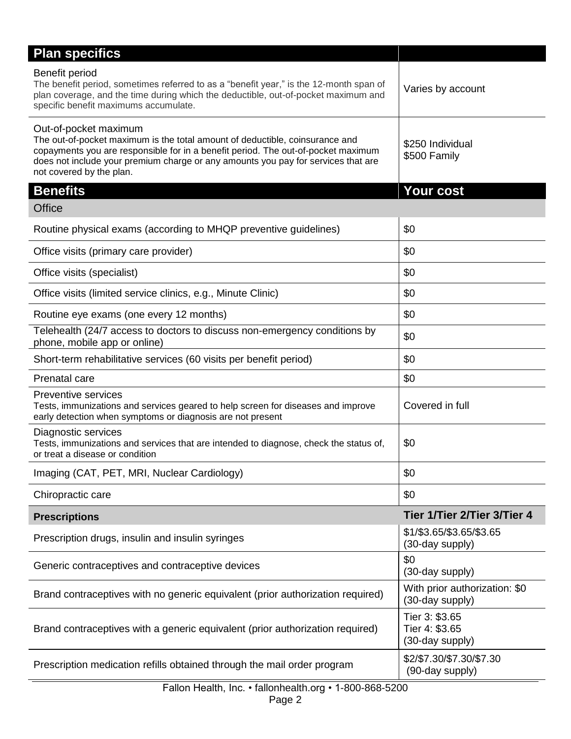| Plan specifics | |
|---|---|
| Benefit period<br>The benefit period, sometimes referred to as a "benefit year," is the 12-month span of plan coverage, and the time during which the deductible, out-of-pocket maximum and specific benefit maximums accumulate. | Varies by account |
| Out-of-pocket maximum<br>The out-of-pocket maximum is the total amount of deductible, coinsurance and copayments you are responsible for in a benefit period. The out-of-pocket maximum does not include your premium charge or any amounts you pay for services that are not covered by the plan. | $250 Individual<br>$500 Family |

| Benefits | Your cost |
|---|---|
| **Office** | |
| Routine physical exams (according to MHQP preventive guidelines) | $0 |
| Office visits (primary care provider) | $0 |
| Office visits (specialist) | $0 |
| Office visits (limited service clinics, e.g., Minute Clinic) | $0 |
| Routine eye exams (one every 12 months) | $0 |
| Telehealth (24/7 access to doctors to discuss non-emergency conditions by phone, mobile app or online) | $0 |
| Short-term rehabilitative services (60 visits per benefit period) | $0 |
| Prenatal care | $0 |
| Preventive services<br>Tests, immunizations and services geared to help screen for diseases and improve early detection when symptoms or diagnosis are not present | Covered in full |
| Diagnostic services<br>Tests, immunizations and services that are intended to diagnose, check the status of, or treat a disease or condition | $0 |
| Imaging (CAT, PET, MRI, Nuclear Cardiology) | $0 |
| Chiropractic care | $0 |
| **Prescriptions** | **Tier 1/Tier 2/Tier 3/Tier 4** |
| Prescription drugs, insulin and insulin syringes | $1/$3.65/$3.65/$3.65<br>(30-day supply) |
| Generic contraceptives and contraceptive devices | $0<br>(30-day supply) |
| Brand contraceptives with no generic equivalent (prior authorization required) | With prior authorization: $0<br>(30-day supply) |
| Brand contraceptives with a generic equivalent (prior authorization required) | Tier 3: $3.65<br>Tier 4: $3.65<br>(30-day supply) |
| Prescription medication refills obtained through the mail order program | $2/$7.30/$7.30/$7.30<br>(90-day supply) |

Fallon Health, Inc. • fallonhealth.org • 1-800-868-5200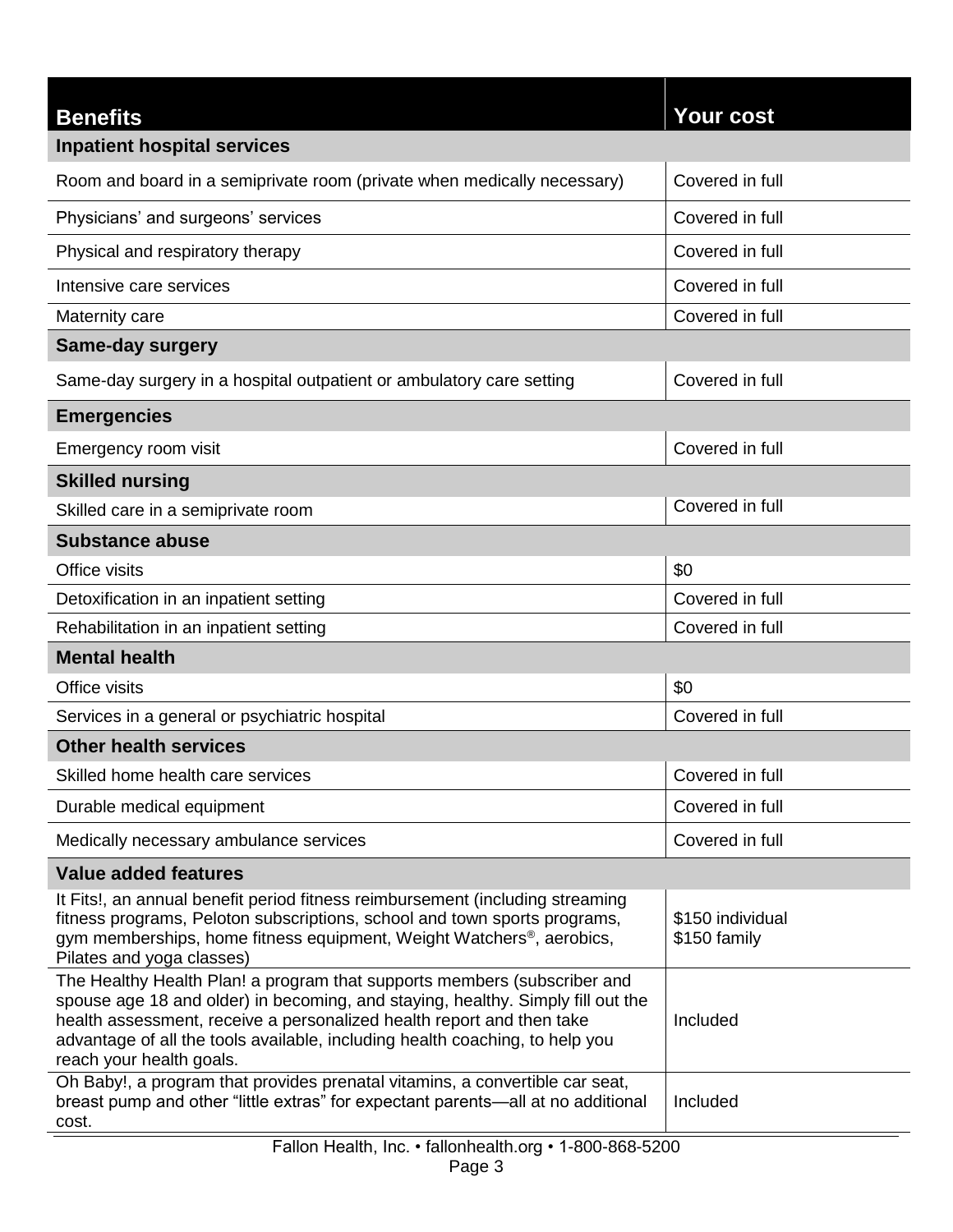| Benefits | Your cost |
|---|---|
| **Inpatient hospital services** | |
| Room and board in a semiprivate room (private when medically necessary) | Covered in full |
| Physicians' and surgeons' services | Covered in full |
| Physical and respiratory therapy | Covered in full |
| Intensive care services | Covered in full |
| Maternity care | Covered in full |
| **Same-day surgery** | |
| Same-day surgery in a hospital outpatient or ambulatory care setting | Covered in full |
| **Emergencies** | |
| Emergency room visit | Covered in full |
| **Skilled nursing** | |
| Skilled care in a semiprivate room | Covered in full |
| **Substance abuse** | |
| Office visits | $0 |
| Detoxification in an inpatient setting | Covered in full |
| Rehabilitation in an inpatient setting | Covered in full |
| **Mental health** | |
| Office visits | $0 |
| Services in a general or psychiatric hospital | Covered in full |
| **Other health services** | |
| Skilled home health care services | Covered in full |
| Durable medical equipment | Covered in full |
| Medically necessary ambulance services | Covered in full |
| **Value added features** | |
| It Fits!, an annual benefit period fitness reimbursement (including streaming fitness programs, Peloton subscriptions, school and town sports programs, gym memberships, home fitness equipment, Weight Watchers®, aerobics, Pilates and yoga classes) | $150 individual<br>$150 family |
| The Healthy Health Plan! a program that supports members (subscriber and spouse age 18 and older) in becoming, and staying, healthy. Simply fill out the health assessment, receive a personalized health report and then take advantage of all the tools available, including health coaching, to help you reach your health goals. | Included |
| Oh Baby!, a program that provides prenatal vitamins, a convertible car seat, breast pump and other "little extras" for expectant parents—all at no additional cost. | Included |

Fallon Health, Inc. • fallonhealth.org • 1-800-868-5200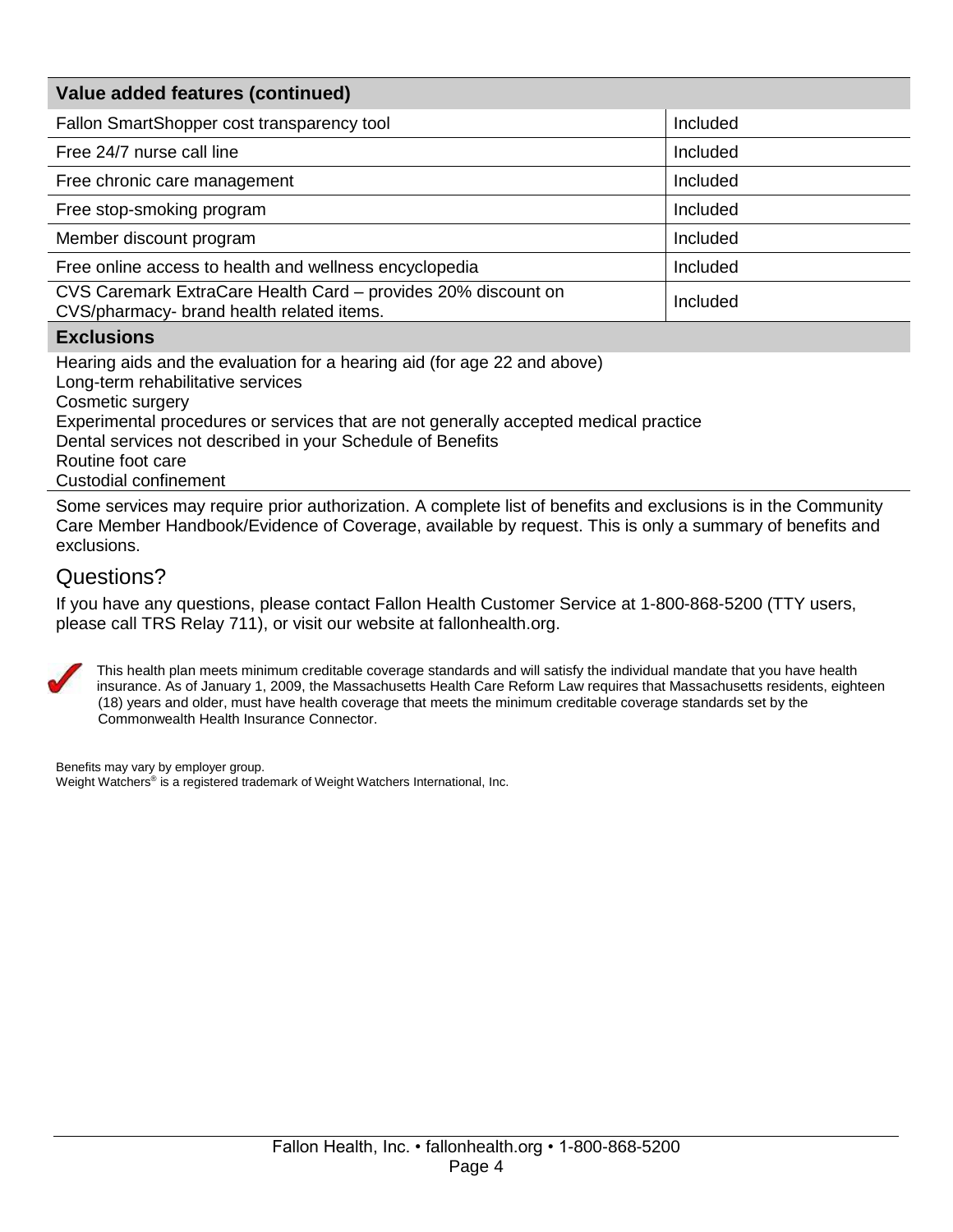| Value added features (continued) | |
|---|---|
| Fallon SmartShopper cost transparency tool | Included |
| Free 24/7 nurse call line | Included |
| Free chronic care management | Included |
| Free stop-smoking program | Included |
| Member discount program | Included |
| Free online access to health and wellness encyclopedia | Included |
| CVS Caremark ExtraCare Health Card – provides 20% discount on CVS/pharmacy- brand health related items. | Included |

**Exclusions**

Hearing aids and the evaluation for a hearing aid (for age 22 and above)
Long-term rehabilitative services
Cosmetic surgery
Experimental procedures or services that are not generally accepted medical practice
Dental services not described in your Schedule of Benefits
Routine foot care
Custodial confinement

Some services may require prior authorization. A complete list of benefits and exclusions is in the Community Care Member Handbook/Evidence of Coverage, available by request. This is only a summary of benefits and exclusions.

## Questions?

If you have any questions, please contact Fallon Health Customer Service at 1-800-868-5200 (TTY users, please call TRS Relay 711), or visit our website at fallonhealth.org.

This health plan meets minimum creditable coverage standards and will satisfy the individual mandate that you have health insurance. As of January 1, 2009, the Massachusetts Health Care Reform Law requires that Massachusetts residents, eighteen (18) years and older, must have health coverage that meets the minimum creditable coverage standards set by the Commonwealth Health Insurance Connector.

Benefits may vary by employer group.
Weight Watchers® is a registered trademark of Weight Watchers International, Inc.